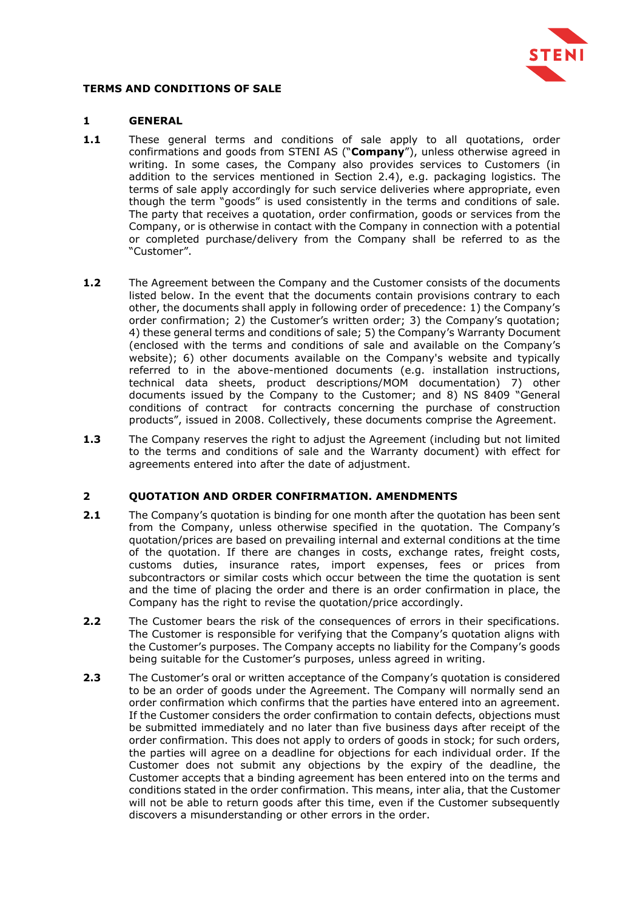# TERMS AND CONDITIONS OF SALE

## 1 GENERAL

**1.1** These general terms and conditions of sale apply to all quotations, order confirmations and goods from STENI AS ("**Company**"), unless otherwise agreed in writing. In some cases, the Company also provides services to Customers (in addition to the services mentioned in Section 2.4), e.g. packaging logistics. The terms of sale apply accordingly for such service deliveries where appropriate, even though the term "goods" is used consistently in the terms and conditions of sale. The party that receives a quotation, order confirmation, goods or services from the Company, or is otherwise in contact with the Company in connection with a potential or completed purchase/delivery from the Company shall be referred to as the "Customer".

**1.2** The Agreement between the Company and the Customer consists of the documents listed below. In the event that the documents contain provisions contrary to each other, the documents shall apply in following order of precedence: 1) the Company's order confirmation; 2) the Customer's written order; 3) the Company's quotation; 4) these general terms and conditions of sale; 5) the Company's Warranty Document (enclosed with the terms and conditions of sale and available on the Company's website); 6) other documents available on the Company's website and typically referred to in the above-mentioned documents (e.g. installation instructions, technical data sheets, product descriptions/MOM documentation) 7) other documents issued by the Company to the Customer; and 8) NS 8409 "General conditions of contract for contracts concerning the purchase of construction products", issued in 2008. Collectively, these documents comprise the Agreement.

**1.3** The Company reserves the right to adjust the Agreement (including but not limited to the terms and conditions of sale and the Warranty document) with effect for agreements entered into after the date of adjustment.

## 2 QUOTATION AND ORDER CONFIRMATION. AMENDMENTS

**2.1** The Company's quotation is binding for one month after the quotation has been sent from the Company, unless otherwise specified in the quotation. The Company's quotation/prices are based on prevailing internal and external conditions at the time of the quotation. If there are changes in costs, exchange rates, freight costs, customs duties, insurance rates, import expenses, fees or prices from subcontractors or similar costs which occur between the time the quotation is sent and the time of placing the order and there is an order confirmation in place, the Company has the right to revise the quotation/price accordingly.

**2.2** The Customer bears the risk of the consequences of errors in their specifications. The Customer is responsible for verifying that the Company's quotation aligns with the Customer's purposes. The Company accepts no liability for the Company's goods being suitable for the Customer's purposes, unless agreed in writing.

**2.3** The Customer's oral or written acceptance of the Company's quotation is considered to be an order of goods under the Agreement. The Company will normally send an order confirmation which confirms that the parties have entered into an agreement. If the Customer considers the order confirmation to contain defects, objections must be submitted immediately and no later than five business days after receipt of the order confirmation. This does not apply to orders of goods in stock; for such orders, the parties will agree on a deadline for objections for each individual order. If the Customer does not submit any objections by the expiry of the deadline, the Customer accepts that a binding agreement has been entered into on the terms and conditions stated in the order confirmation. This means, inter alia, that the Customer will not be able to return goods after this time, even if the Customer subsequently discovers a misunderstanding or other errors in the order.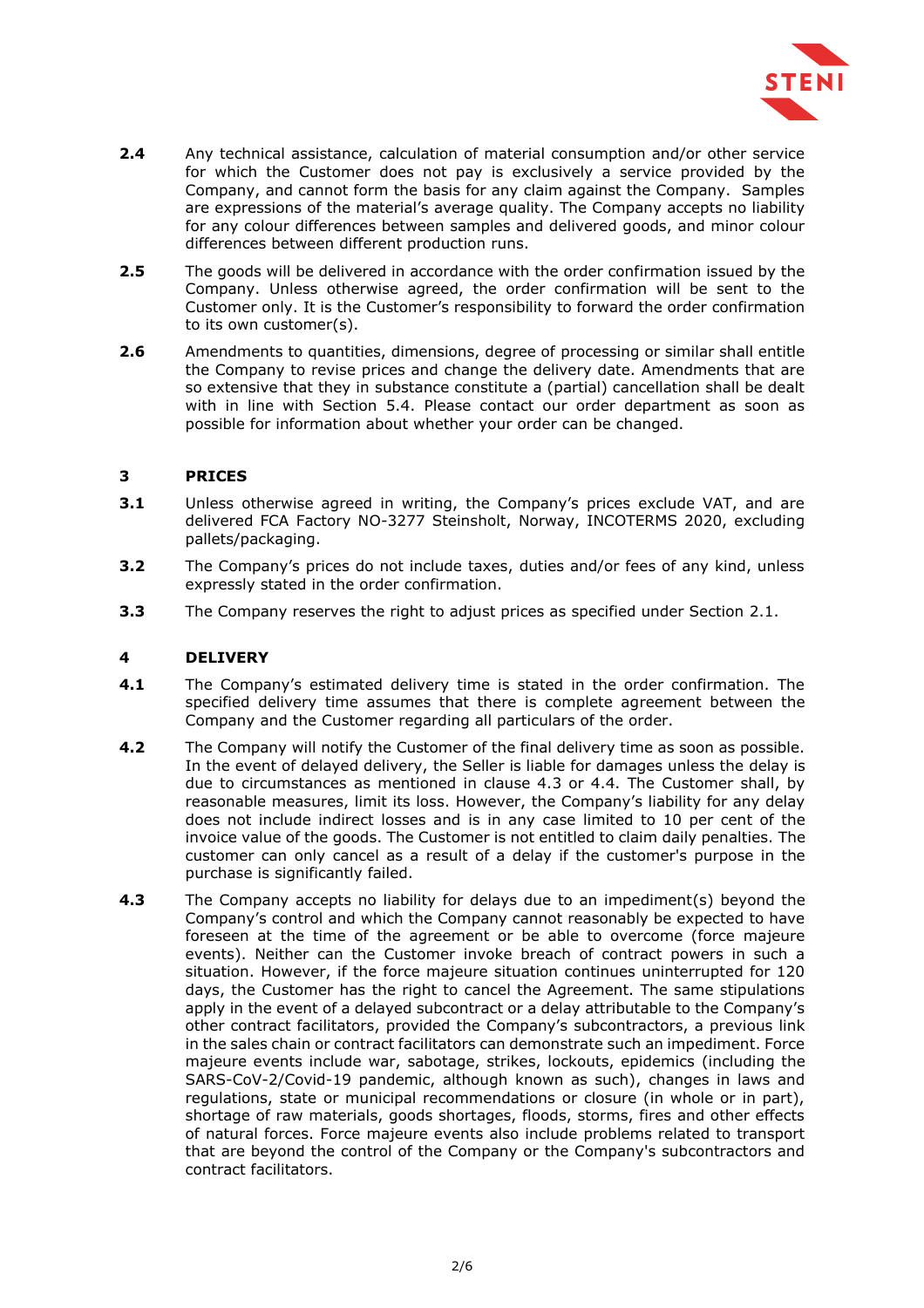**2.4** Any technical assistance, calculation of material consumption and/or other service for which the Customer does not pay is exclusively a service provided by the Company, and cannot form the basis for any claim against the Company. Samples are expressions of the material's average quality. The Company accepts no liability for any colour differences between samples and delivered goods, and minor colour differences between different production runs.

**2.5** The goods will be delivered in accordance with the order confirmation issued by the Company. Unless otherwise agreed, the order confirmation will be sent to the Customer only. It is the Customer's responsibility to forward the order confirmation to its own customer(s).

**2.6** Amendments to quantities, dimensions, degree of processing or similar shall entitle the Company to revise prices and change the delivery date. Amendments that are so extensive that they in substance constitute a (partial) cancellation shall be dealt with in line with Section 5.4. Please contact our order department as soon as possible for information about whether your order can be changed.

## 3 PRICES

**3.1** Unless otherwise agreed in writing, the Company's prices exclude VAT, and are delivered FCA Factory NO-3277 Steinsholt, Norway, INCOTERMS 2020, excluding pallets/packaging.

**3.2** The Company's prices do not include taxes, duties and/or fees of any kind, unless expressly stated in the order confirmation.

**3.3** The Company reserves the right to adjust prices as specified under Section 2.1.

## 4 DELIVERY

**4.1** The Company's estimated delivery time is stated in the order confirmation. The specified delivery time assumes that there is complete agreement between the Company and the Customer regarding all particulars of the order.

**4.2** The Company will notify the Customer of the final delivery time as soon as possible. In the event of delayed delivery, the Seller is liable for damages unless the delay is due to circumstances as mentioned in clause 4.3 or 4.4. The Customer shall, by reasonable measures, limit its loss. However, the Company's liability for any delay does not include indirect losses and is in any case limited to 10 per cent of the invoice value of the goods. The Customer is not entitled to claim daily penalties. The customer can only cancel as a result of a delay if the customer's purpose in the purchase is significantly failed.

**4.3** The Company accepts no liability for delays due to an impediment(s) beyond the Company's control and which the Company cannot reasonably be expected to have foreseen at the time of the agreement or be able to overcome (force majeure events). Neither can the Customer invoke breach of contract powers in such a situation. However, if the force majeure situation continues uninterrupted for 120 days, the Customer has the right to cancel the Agreement. The same stipulations apply in the event of a delayed subcontract or a delay attributable to the Company's other contract facilitators, provided the Company's subcontractors, a previous link in the sales chain or contract facilitators can demonstrate such an impediment. Force majeure events include war, sabotage, strikes, lockouts, epidemics (including the SARS-CoV-2/Covid-19 pandemic, although known as such), changes in laws and regulations, state or municipal recommendations or closure (in whole or in part), shortage of raw materials, goods shortages, floods, storms, fires and other effects of natural forces. Force majeure events also include problems related to transport that are beyond the control of the Company or the Company's subcontractors and contract facilitators.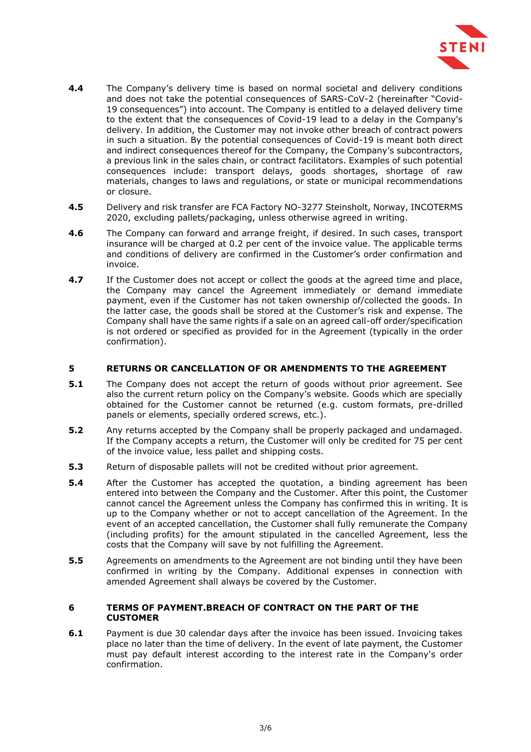**4.4** The Company's delivery time is based on normal societal and delivery conditions and does not take the potential consequences of SARS-CoV-2 (hereinafter "Covid-19 consequences") into account. The Company is entitled to a delayed delivery time to the extent that the consequences of Covid-19 lead to a delay in the Company's delivery. In addition, the Customer may not invoke other breach of contract powers in such a situation. By the potential consequences of Covid-19 is meant both direct and indirect consequences thereof for the Company, the Company's subcontractors, a previous link in the sales chain, or contract facilitators. Examples of such potential consequences include: transport delays, goods shortages, shortage of raw materials, changes to laws and regulations, or state or municipal recommendations or closure.

**4.5** Delivery and risk transfer are FCA Factory NO-3277 Steinsholt, Norway, INCOTERMS 2020, excluding pallets/packaging, unless otherwise agreed in writing.

**4.6** The Company can forward and arrange freight, if desired. In such cases, transport insurance will be charged at 0.2 per cent of the invoice value. The applicable terms and conditions of delivery are confirmed in the Customer's order confirmation and invoice.

**4.7** If the Customer does not accept or collect the goods at the agreed time and place, the Company may cancel the Agreement immediately or demand immediate payment, even if the Customer has not taken ownership of/collected the goods. In the latter case, the goods shall be stored at the Customer's risk and expense. The Company shall have the same rights if a sale on an agreed call-off order/specification is not ordered or specified as provided for in the Agreement (typically in the order confirmation).

## 5 RETURNS OR CANCELLATION OF OR AMENDMENTS TO THE AGREEMENT

**5.1** The Company does not accept the return of goods without prior agreement. See also the current return policy on the Company's website. Goods which are specially obtained for the Customer cannot be returned (e.g. custom formats, pre-drilled panels or elements, specially ordered screws, etc.).

**5.2** Any returns accepted by the Company shall be properly packaged and undamaged. If the Company accepts a return, the Customer will only be credited for 75 per cent of the invoice value, less pallet and shipping costs.

**5.3** Return of disposable pallets will not be credited without prior agreement.

**5.4** After the Customer has accepted the quotation, a binding agreement has been entered into between the Company and the Customer. After this point, the Customer cannot cancel the Agreement unless the Company has confirmed this in writing. It is up to the Company whether or not to accept cancellation of the Agreement. In the event of an accepted cancellation, the Customer shall fully remunerate the Company (including profits) for the amount stipulated in the cancelled Agreement, less the costs that the Company will save by not fulfilling the Agreement.

**5.5** Agreements on amendments to the Agreement are not binding until they have been confirmed in writing by the Company. Additional expenses in connection with amended Agreement shall always be covered by the Customer.

## 6 TERMS OF PAYMENT.BREACH OF CONTRACT ON THE PART OF THE CUSTOMER

**6.1** Payment is due 30 calendar days after the invoice has been issued. Invoicing takes place no later than the time of delivery. In the event of late payment, the Customer must pay default interest according to the interest rate in the Company's order confirmation.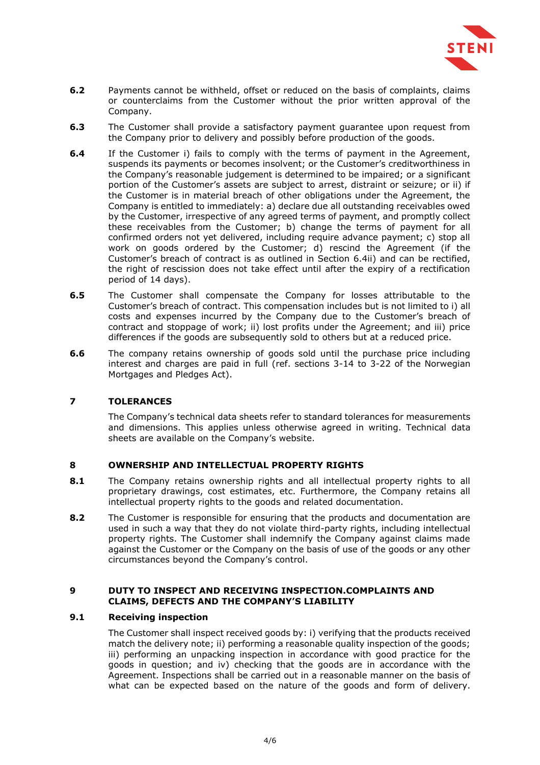**6.2** Payments cannot be withheld, offset or reduced on the basis of complaints, claims or counterclaims from the Customer without the prior written approval of the Company.

**6.3** The Customer shall provide a satisfactory payment guarantee upon request from the Company prior to delivery and possibly before production of the goods.

**6.4** If the Customer i) fails to comply with the terms of payment in the Agreement, suspends its payments or becomes insolvent; or the Customer's creditworthiness in the Company's reasonable judgement is determined to be impaired; or a significant portion of the Customer's assets are subject to arrest, distraint or seizure; or ii) if the Customer is in material breach of other obligations under the Agreement, the Company is entitled to immediately: a) declare due all outstanding receivables owed by the Customer, irrespective of any agreed terms of payment, and promptly collect these receivables from the Customer; b) change the terms of payment for all confirmed orders not yet delivered, including require advance payment; c) stop all work on goods ordered by the Customer; d) rescind the Agreement (if the Customer's breach of contract is as outlined in Section 6.4ii) and can be rectified, the right of rescission does not take effect until after the expiry of a rectification period of 14 days).

**6.5** The Customer shall compensate the Company for losses attributable to the Customer's breach of contract. This compensation includes but is not limited to i) all costs and expenses incurred by the Company due to the Customer's breach of contract and stoppage of work; ii) lost profits under the Agreement; and iii) price differences if the goods are subsequently sold to others but at a reduced price.

**6.6** The company retains ownership of goods sold until the purchase price including interest and charges are paid in full (ref. sections 3-14 to 3-22 of the Norwegian Mortgages and Pledges Act).

## 7 TOLERANCES

The Company's technical data sheets refer to standard tolerances for measurements and dimensions. This applies unless otherwise agreed in writing. Technical data sheets are available on the Company's website.

## 8 OWNERSHIP AND INTELLECTUAL PROPERTY RIGHTS

**8.1** The Company retains ownership rights and all intellectual property rights to all proprietary drawings, cost estimates, etc. Furthermore, the Company retains all intellectual property rights to the goods and related documentation.

**8.2** The Customer is responsible for ensuring that the products and documentation are used in such a way that they do not violate third-party rights, including intellectual property rights. The Customer shall indemnify the Company against claims made against the Customer or the Company on the basis of use of the goods or any other circumstances beyond the Company's control.

## 9 DUTY TO INSPECT AND RECEIVING INSPECTION.COMPLAINTS AND CLAIMS, DEFECTS AND THE COMPANY'S LIABILITY

### 9.1 Receiving inspection

The Customer shall inspect received goods by: i) verifying that the products received match the delivery note; ii) performing a reasonable quality inspection of the goods; iii) performing an unpacking inspection in accordance with good practice for the goods in question; and iv) checking that the goods are in accordance with the Agreement. Inspections shall be carried out in a reasonable manner on the basis of what can be expected based on the nature of the goods and form of delivery.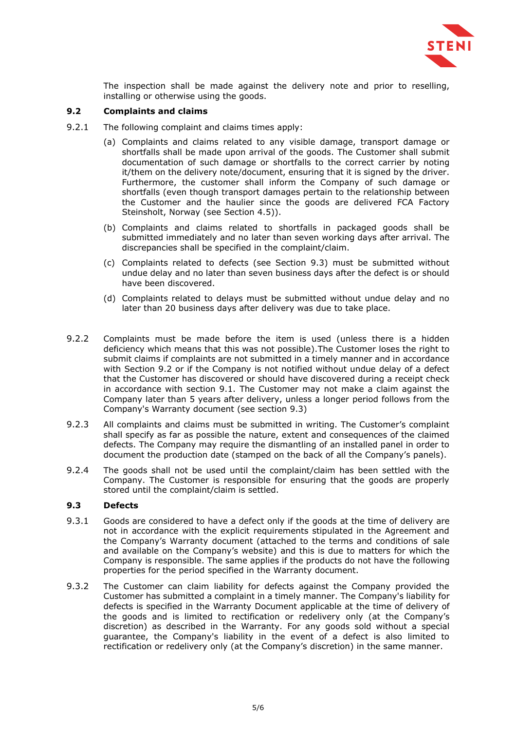The inspection shall be made against the delivery note and prior to reselling, installing or otherwise using the goods.

### 9.2 Complaints and claims

9.2.1 The following complaint and claims times apply:

(a) Complaints and claims related to any visible damage, transport damage or shortfalls shall be made upon arrival of the goods. The Customer shall submit documentation of such damage or shortfalls to the correct carrier by noting it/them on the delivery note/document, ensuring that it is signed by the driver. Furthermore, the customer shall inform the Company of such damage or shortfalls (even though transport damages pertain to the relationship between the Customer and the haulier since the goods are delivered FCA Factory Steinsholt, Norway (see Section 4.5)).

(b) Complaints and claims related to shortfalls in packaged goods shall be submitted immediately and no later than seven working days after arrival. The discrepancies shall be specified in the complaint/claim.

(c) Complaints related to defects (see Section 9.3) must be submitted without undue delay and no later than seven business days after the defect is or should have been discovered.

(d) Complaints related to delays must be submitted without undue delay and no later than 20 business days after delivery was due to take place.

9.2.2 Complaints must be made before the item is used (unless there is a hidden deficiency which means that this was not possible).The Customer loses the right to submit claims if complaints are not submitted in a timely manner and in accordance with Section 9.2 or if the Company is not notified without undue delay of a defect that the Customer has discovered or should have discovered during a receipt check in accordance with section 9.1. The Customer may not make a claim against the Company later than 5 years after delivery, unless a longer period follows from the Company's Warranty document (see section 9.3)

9.2.3 All complaints and claims must be submitted in writing. The Customer's complaint shall specify as far as possible the nature, extent and consequences of the claimed defects. The Company may require the dismantling of an installed panel in order to document the production date (stamped on the back of all the Company's panels).

9.2.4 The goods shall not be used until the complaint/claim has been settled with the Company. The Customer is responsible for ensuring that the goods are properly stored until the complaint/claim is settled.

### 9.3 Defects

9.3.1 Goods are considered to have a defect only if the goods at the time of delivery are not in accordance with the explicit requirements stipulated in the Agreement and the Company's Warranty document (attached to the terms and conditions of sale and available on the Company's website) and this is due to matters for which the Company is responsible. The same applies if the products do not have the following properties for the period specified in the Warranty document.

9.3.2 The Customer can claim liability for defects against the Company provided the Customer has submitted a complaint in a timely manner. The Company's liability for defects is specified in the Warranty Document applicable at the time of delivery of the goods and is limited to rectification or redelivery only (at the Company's discretion) as described in the Warranty. For any goods sold without a special guarantee, the Company's liability in the event of a defect is also limited to rectification or redelivery only (at the Company's discretion) in the same manner.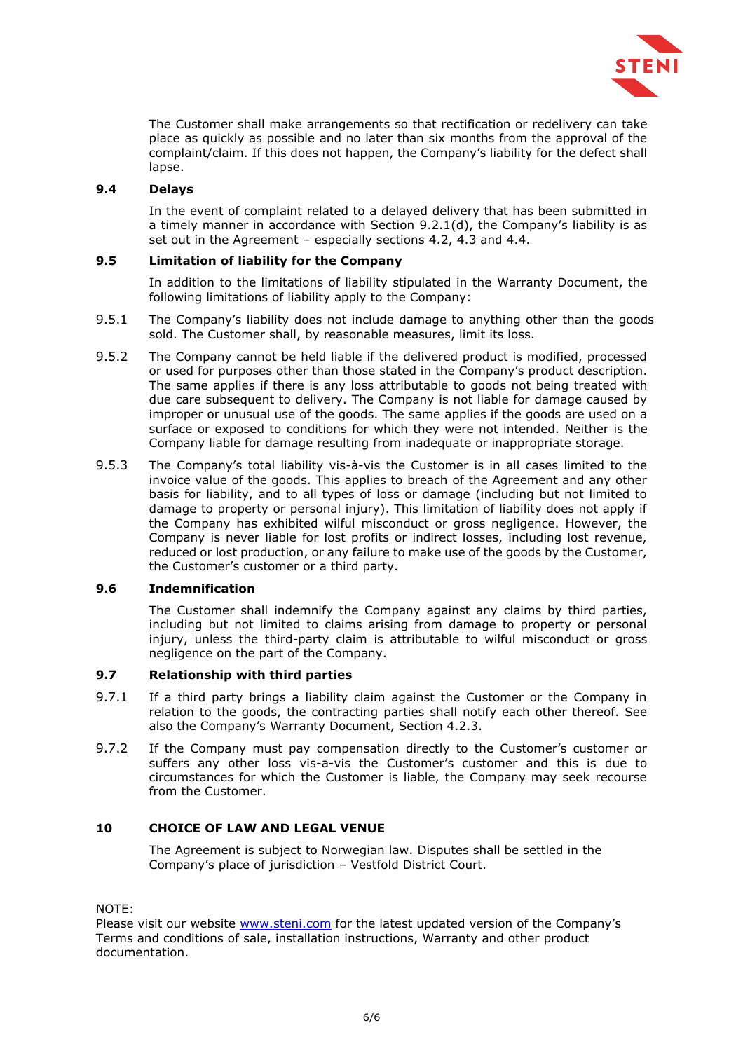The Customer shall make arrangements so that rectification or redelivery can take place as quickly as possible and no later than six months from the approval of the complaint/claim. If this does not happen, the Company's liability for the defect shall lapse.

### 9.4 Delays

In the event of complaint related to a delayed delivery that has been submitted in a timely manner in accordance with Section 9.2.1(d), the Company's liability is as set out in the Agreement – especially sections 4.2, 4.3 and 4.4.

### 9.5 Limitation of liability for the Company

In addition to the limitations of liability stipulated in the Warranty Document, the following limitations of liability apply to the Company:

9.5.1 The Company's liability does not include damage to anything other than the goods sold. The Customer shall, by reasonable measures, limit its loss.

9.5.2 The Company cannot be held liable if the delivered product is modified, processed or used for purposes other than those stated in the Company's product description. The same applies if there is any loss attributable to goods not being treated with due care subsequent to delivery. The Company is not liable for damage caused by improper or unusual use of the goods. The same applies if the goods are used on a surface or exposed to conditions for which they were not intended. Neither is the Company liable for damage resulting from inadequate or inappropriate storage.

9.5.3 The Company's total liability vis-à-vis the Customer is in all cases limited to the invoice value of the goods. This applies to breach of the Agreement and any other basis for liability, and to all types of loss or damage (including but not limited to damage to property or personal injury). This limitation of liability does not apply if the Company has exhibited wilful misconduct or gross negligence. However, the Company is never liable for lost profits or indirect losses, including lost revenue, reduced or lost production, or any failure to make use of the goods by the Customer, the Customer's customer or a third party.

### 9.6 Indemnification

The Customer shall indemnify the Company against any claims by third parties, including but not limited to claims arising from damage to property or personal injury, unless the third-party claim is attributable to wilful misconduct or gross negligence on the part of the Company.

### 9.7 Relationship with third parties

9.7.1 If a third party brings a liability claim against the Customer or the Company in relation to the goods, the contracting parties shall notify each other thereof. See also the Company's Warranty Document, Section 4.2.3.

9.7.2 If the Company must pay compensation directly to the Customer's customer or suffers any other loss vis-a-vis the Customer's customer and this is due to circumstances for which the Customer is liable, the Company may seek recourse from the Customer.

## 10 CHOICE OF LAW AND LEGAL VENUE

The Agreement is subject to Norwegian law. Disputes shall be settled in the Company's place of jurisdiction – Vestfold District Court.

NOTE:
Please visit our website [www.steni.com](http://www.steni.com) for the latest updated version of the Company's Terms and conditions of sale, installation instructions, Warranty and other product documentation.